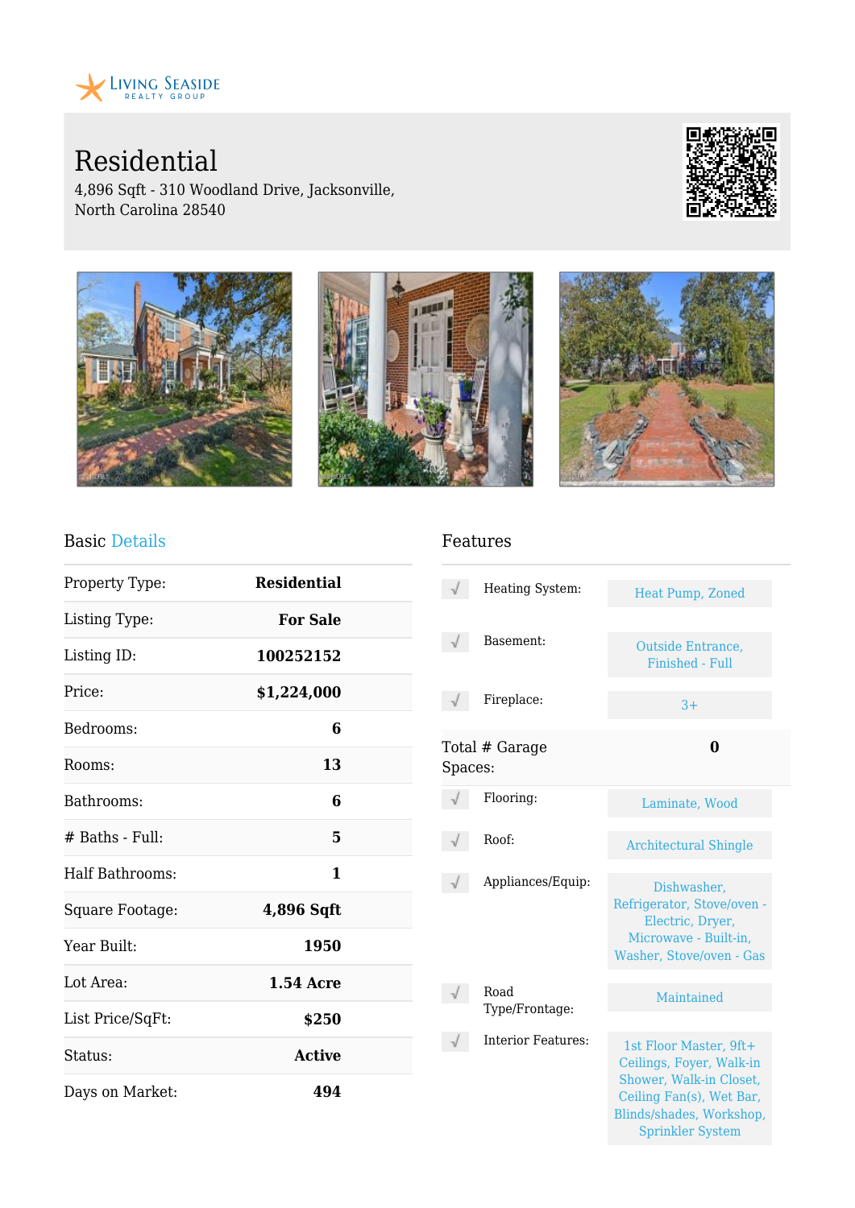Living Seaside Realty Group

# Residential

4,896 Sqft - 310 Woodland Drive, Jacksonville, North Carolina 28540

## Basic Details

| | |
|---|---|
| Property Type: | **Residential** |
| Listing Type: | **For Sale** |
| Listing ID: | **100252152** |
| Price: | **$1,224,000** |
| Bedrooms: | **6** |
| Rooms: | **13** |
| Bathrooms: | **6** |
| # Baths - Full: | **5** |
| Half Bathrooms: | **1** |
| Square Footage: | **4,896 Sqft** |
| Year Built: | **1950** |
| Lot Area: | **1.54 Acre** |
| List Price/SqFt: | **$250** |
| Status: | **Active** |
| Days on Market: | **494** |

## Features

| | |
|---|---|
| Heating System: | Heat Pump, Zoned |
| Basement: | Outside Entrance, Finished - Full |
| Fireplace: | 3+ |
| Total # Garage Spaces: | **0** |
| Flooring: | Laminate, Wood |
| Roof: | Architectural Shingle |
| Appliances/Equip: | Dishwasher, Refrigerator, Stove/oven - Electric, Dryer, Microwave - Built-in, Washer, Stove/oven - Gas |
| Road Type/Frontage: | Maintained |
| Interior Features: | 1st Floor Master, 9ft+ Ceilings, Foyer, Walk-in Shower, Walk-in Closet, Ceiling Fan(s), Wet Bar, Blinds/shades, Workshop, Sprinkler System |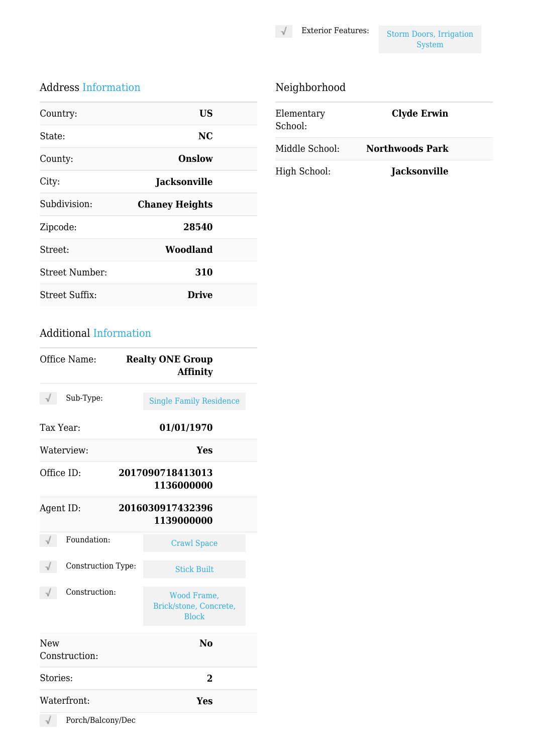√ Exterior Features: Storm Doors, Irrigation System

## Address Information

| | |
|---|---|
| Country: | **US** |
| State: | **NC** |
| County: | **Onslow** |
| City: | **Jacksonville** |
| Subdivision: | **Chaney Heights** |
| Zipcode: | **28540** |
| Street: | **Woodland** |
| Street Number: | **310** |
| Street Suffix: | **Drive** |

## Neighborhood

| | |
|---|---|
| Elementary School: | **Clyde Erwin** |
| Middle School: | **Northwoods Park** |
| High School: | **Jacksonville** |

## Additional Information

| | |
|---|---|
| Office Name: | **Realty ONE Group Affinity** |

√ Sub-Type: Single Family Residence

| | |
|---|---|
| Tax Year: | **01/01/1970** |
| Waterview: | **Yes** |
| Office ID: | **20170907184130131136000000** |
| Agent ID: | **20160309174323961139000000** |

√ Foundation: Crawl Space

√ Construction Type: Stick Built

√ Construction: Wood Frame, Brick/stone, Concrete, Block

| | |
|---|---|
| New Construction: | **No** |
| Stories: | **2** |
| Waterfront: | **Yes** |

√ Porch/Balcony/Dec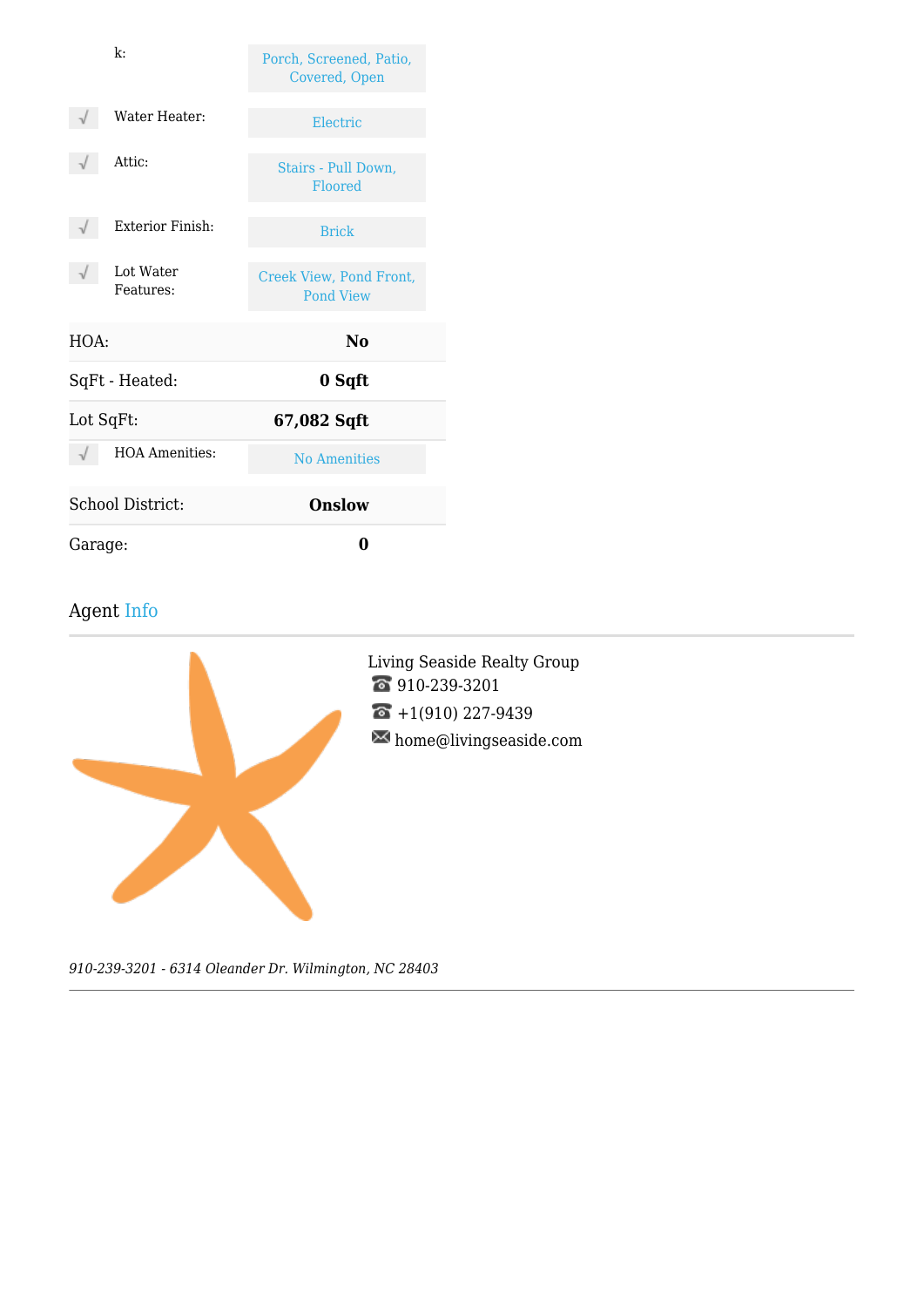| | | |
|---|---|---|
| | k: | Porch, Screened, Patio, Covered, Open |
| √ | Water Heater: | Electric |
| √ | Attic: | Stairs - Pull Down, Floored |
| √ | Exterior Finish: | Brick |
| √ | Lot Water Features: | Creek View, Pond Front, Pond View |

| | |
|---|---|
| HOA: | **No** |
| SqFt - Heated: | **0 Sqft** |
| Lot SqFt: | **67,082 Sqft** |

| | | |
|---|---|---|
| √ | HOA Amenities: | No Amenities |

| | |
|---|---|
| School District: | **Onslow** |
| Garage: | **0** |

## Agent Info

Living Seaside Realty Group
☎ 910-239-3201
☎ +1(910) 227-9439
✉ home@livingseaside.com

*910-239-3201 - 6314 Oleander Dr. Wilmington, NC 28403*